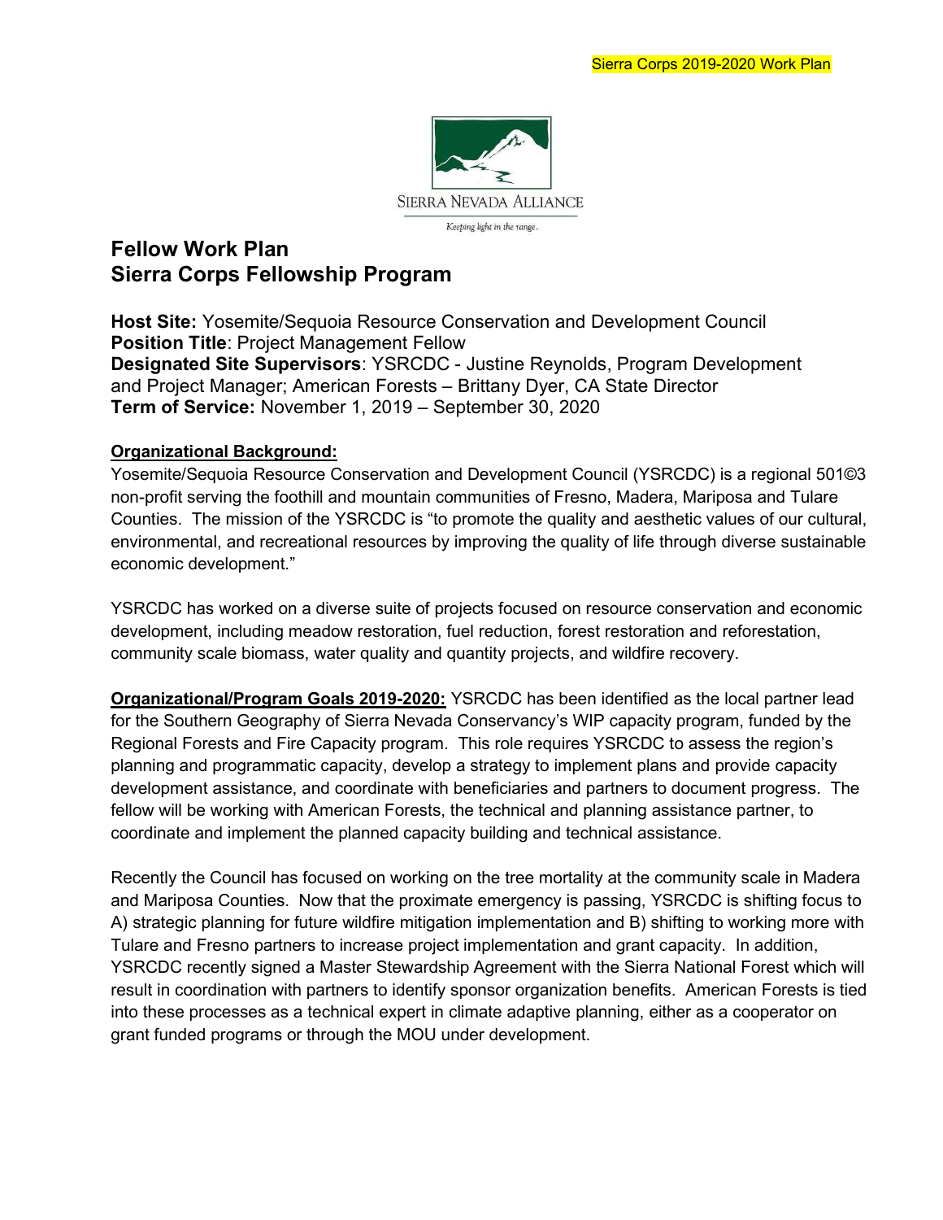Sierra Corps 2019-2020 Work Plan

SIERRA NEVADA ALLIANCE

*Keeping light in the range.*

# Fellow Work Plan
# Sierra Corps Fellowship Program

**Host Site:** Yosemite/Sequoia Resource Conservation and Development Council
**Position Title**: Project Management Fellow
**Designated Site Supervisors**: YSRCDC - Justine Reynolds, Program Development and Project Manager; American Forests – Brittany Dyer, CA State Director
**Term of Service:** November 1, 2019 – September 30, 2020

**Organizational Background:**
Yosemite/Sequoia Resource Conservation and Development Council (YSRCDC) is a regional 501©3 non-profit serving the foothill and mountain communities of Fresno, Madera, Mariposa and Tulare Counties. The mission of the YSRCDC is "to promote the quality and aesthetic values of our cultural, environmental, and recreational resources by improving the quality of life through diverse sustainable economic development."

YSRCDC has worked on a diverse suite of projects focused on resource conservation and economic development, including meadow restoration, fuel reduction, forest restoration and reforestation, community scale biomass, water quality and quantity projects, and wildfire recovery.

**Organizational/Program Goals 2019-2020:** YSRCDC has been identified as the local partner lead for the Southern Geography of Sierra Nevada Conservancy's WIP capacity program, funded by the Regional Forests and Fire Capacity program. This role requires YSRCDC to assess the region's planning and programmatic capacity, develop a strategy to implement plans and provide capacity development assistance, and coordinate with beneficiaries and partners to document progress. The fellow will be working with American Forests, the technical and planning assistance partner, to coordinate and implement the planned capacity building and technical assistance.

Recently the Council has focused on working on the tree mortality at the community scale in Madera and Mariposa Counties. Now that the proximate emergency is passing, YSRCDC is shifting focus to A) strategic planning for future wildfire mitigation implementation and B) shifting to working more with Tulare and Fresno partners to increase project implementation and grant capacity. In addition, YSRCDC recently signed a Master Stewardship Agreement with the Sierra National Forest which will result in coordination with partners to identify sponsor organization benefits. American Forests is tied into these processes as a technical expert in climate adaptive planning, either as a cooperator on grant funded programs or through the MOU under development.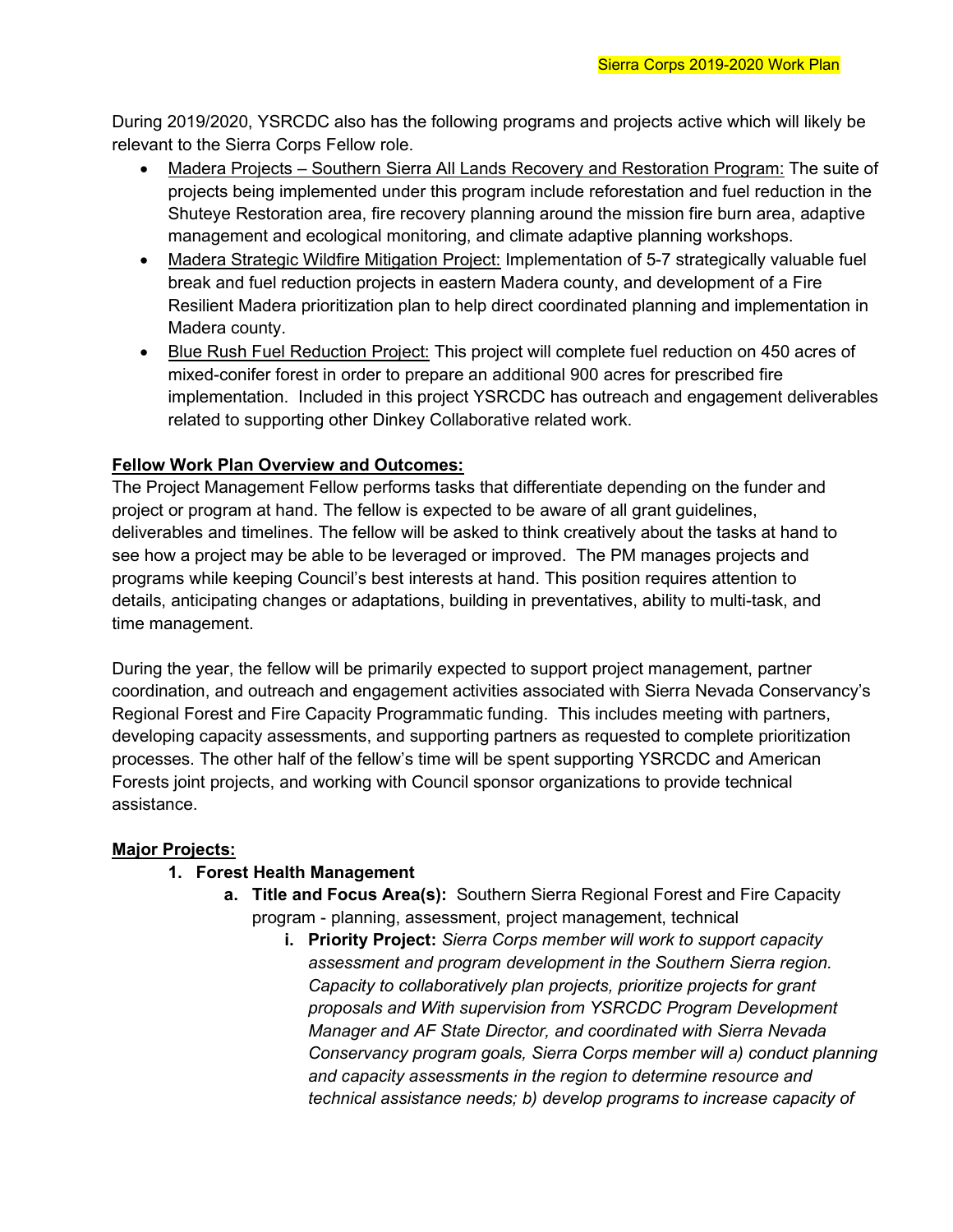During 2019/2020, YSRCDC also has the following programs and projects active which will likely be relevant to the Sierra Corps Fellow role.

- Madera Projects – Southern Sierra All Lands Recovery and Restoration Program: The suite of projects being implemented under this program include reforestation and fuel reduction in the Shuteye Restoration area, fire recovery planning around the mission fire burn area, adaptive management and ecological monitoring, and climate adaptive planning workshops.
- Madera Strategic Wildfire Mitigation Project: Implementation of 5-7 strategically valuable fuel break and fuel reduction projects in eastern Madera county, and development of a Fire Resilient Madera prioritization plan to help direct coordinated planning and implementation in Madera county.
- Blue Rush Fuel Reduction Project: This project will complete fuel reduction on 450 acres of mixed-conifer forest in order to prepare an additional 900 acres for prescribed fire implementation. Included in this project YSRCDC has outreach and engagement deliverables related to supporting other Dinkey Collaborative related work.

**Fellow Work Plan Overview and Outcomes:**

The Project Management Fellow performs tasks that differentiate depending on the funder and project or program at hand. The fellow is expected to be aware of all grant guidelines, deliverables and timelines. The fellow will be asked to think creatively about the tasks at hand to see how a project may be able to be leveraged or improved. The PM manages projects and programs while keeping Council's best interests at hand. This position requires attention to details, anticipating changes or adaptations, building in preventatives, ability to multi-task, and time management.

During the year, the fellow will be primarily expected to support project management, partner coordination, and outreach and engagement activities associated with Sierra Nevada Conservancy's Regional Forest and Fire Capacity Programmatic funding. This includes meeting with partners, developing capacity assessments, and supporting partners as requested to complete prioritization processes. The other half of the fellow's time will be spent supporting YSRCDC and American Forests joint projects, and working with Council sponsor organizations to provide technical assistance.

**Major Projects:**

1. **Forest Health Management**
   a. **Title and Focus Area(s):** Southern Sierra Regional Forest and Fire Capacity program - planning, assessment, project management, technical
      i. **Priority Project:** *Sierra Corps member will work to support capacity assessment and program development in the Southern Sierra region. Capacity to collaboratively plan projects, prioritize projects for grant proposals and With supervision from YSRCDC Program Development Manager and AF State Director, and coordinated with Sierra Nevada Conservancy program goals, Sierra Corps member will a) conduct planning and capacity assessments in the region to determine resource and technical assistance needs; b) develop programs to increase capacity of*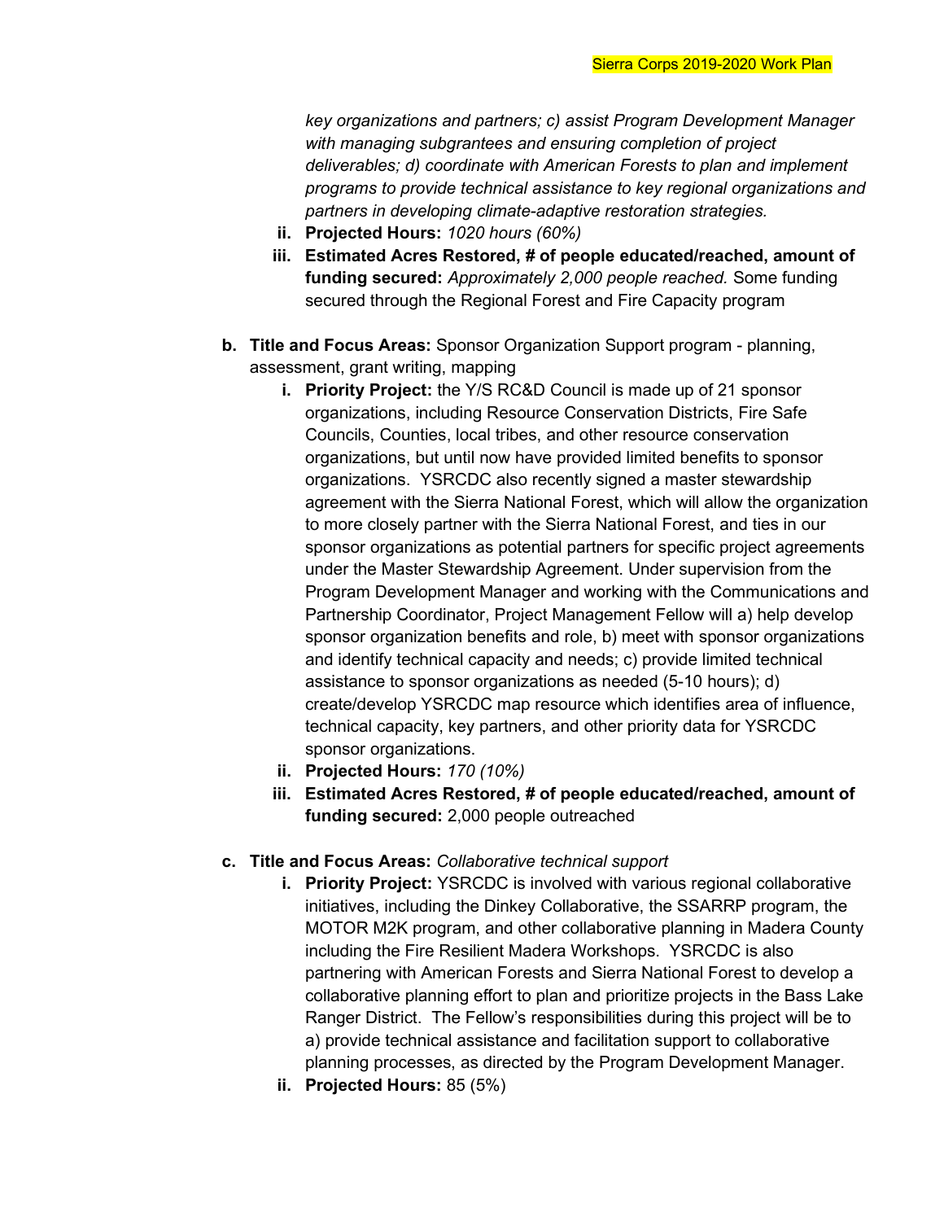*key organizations and partners; c) assist Program Development Manager with managing subgrantees and ensuring completion of project deliverables; d) coordinate with American Forests to plan and implement programs to provide technical assistance to key regional organizations and partners in developing climate-adaptive restoration strategies.*

ii. **Projected Hours:** *1020 hours (60%)*

iii. **Estimated Acres Restored, # of people educated/reached, amount of funding secured:** *Approximately 2,000 people reached.* Some funding secured through the Regional Forest and Fire Capacity program

b. **Title and Focus Areas:** Sponsor Organization Support program - planning, assessment, grant writing, mapping

i. **Priority Project:** the Y/S RC&D Council is made up of 21 sponsor organizations, including Resource Conservation Districts, Fire Safe Councils, Counties, local tribes, and other resource conservation organizations, but until now have provided limited benefits to sponsor organizations. YSRCDC also recently signed a master stewardship agreement with the Sierra National Forest, which will allow the organization to more closely partner with the Sierra National Forest, and ties in our sponsor organizations as potential partners for specific project agreements under the Master Stewardship Agreement. Under supervision from the Program Development Manager and working with the Communications and Partnership Coordinator, Project Management Fellow will a) help develop sponsor organization benefits and role, b) meet with sponsor organizations and identify technical capacity and needs; c) provide limited technical assistance to sponsor organizations as needed (5-10 hours); d) create/develop YSRCDC map resource which identifies area of influence, technical capacity, key partners, and other priority data for YSRCDC sponsor organizations.

ii. **Projected Hours:** *170 (10%)*

iii. **Estimated Acres Restored, # of people educated/reached, amount of funding secured:** 2,000 people outreached

c. **Title and Focus Areas:** *Collaborative technical support*

i. **Priority Project:** YSRCDC is involved with various regional collaborative initiatives, including the Dinkey Collaborative, the SSARRP program, the MOTOR M2K program, and other collaborative planning in Madera County including the Fire Resilient Madera Workshops. YSRCDC is also partnering with American Forests and Sierra National Forest to develop a collaborative planning effort to plan and prioritize projects in the Bass Lake Ranger District. The Fellow's responsibilities during this project will be to a) provide technical assistance and facilitation support to collaborative planning processes, as directed by the Program Development Manager.

ii. **Projected Hours:** 85 (5%)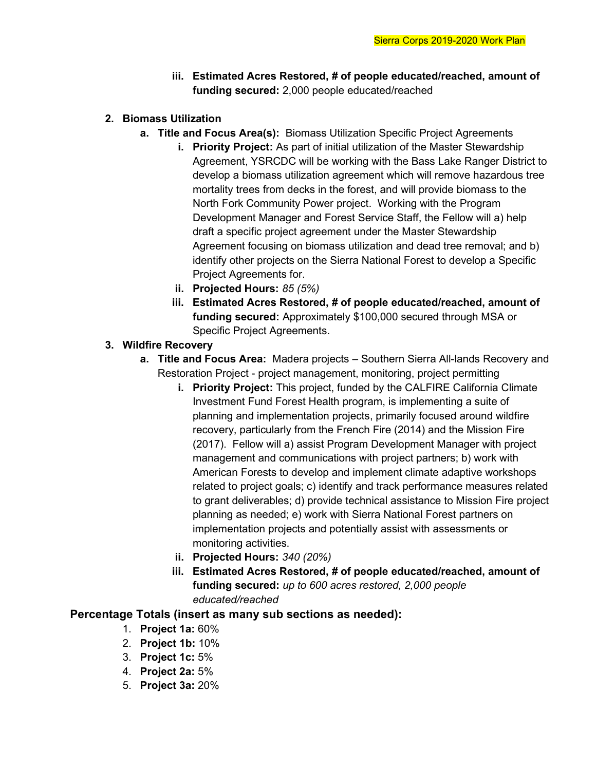iii. **Estimated Acres Restored, # of people educated/reached, amount of funding secured:** 2,000 people educated/reached

2. **Biomass Utilization**
   a. **Title and Focus Area(s):** Biomass Utilization Specific Project Agreements
      i. **Priority Project:** As part of initial utilization of the Master Stewardship Agreement, YSRCDC will be working with the Bass Lake Ranger District to develop a biomass utilization agreement which will remove hazardous tree mortality trees from decks in the forest, and will provide biomass to the North Fork Community Power project. Working with the Program Development Manager and Forest Service Staff, the Fellow will a) help draft a specific project agreement under the Master Stewardship Agreement focusing on biomass utilization and dead tree removal; and b) identify other projects on the Sierra National Forest to develop a Specific Project Agreements for.
      ii. **Projected Hours:** *85 (5%)*
      iii. **Estimated Acres Restored, # of people educated/reached, amount of funding secured:** Approximately $100,000 secured through MSA or Specific Project Agreements.
3. **Wildfire Recovery**
   a. **Title and Focus Area:** Madera projects – Southern Sierra All-lands Recovery and Restoration Project - project management, monitoring, project permitting
      i. **Priority Project:** This project, funded by the CALFIRE California Climate Investment Fund Forest Health program, is implementing a suite of planning and implementation projects, primarily focused around wildfire recovery, particularly from the French Fire (2014) and the Mission Fire (2017). Fellow will a) assist Program Development Manager with project management and communications with project partners; b) work with American Forests to develop and implement climate adaptive workshops related to project goals; c) identify and track performance measures related to grant deliverables; d) provide technical assistance to Mission Fire project planning as needed; e) work with Sierra National Forest partners on implementation projects and potentially assist with assessments or monitoring activities.
      ii. **Projected Hours:** *340 (20%)*
      iii. **Estimated Acres Restored, # of people educated/reached, amount of funding secured:** *up to 600 acres restored, 2,000 people educated/reached*

**Percentage Totals (insert as many sub sections as needed):**

1. **Project 1a:** 60%
2. **Project 1b:** 10%
3. **Project 1c:** 5%
4. **Project 2a:** 5%
5. **Project 3a:** 20%